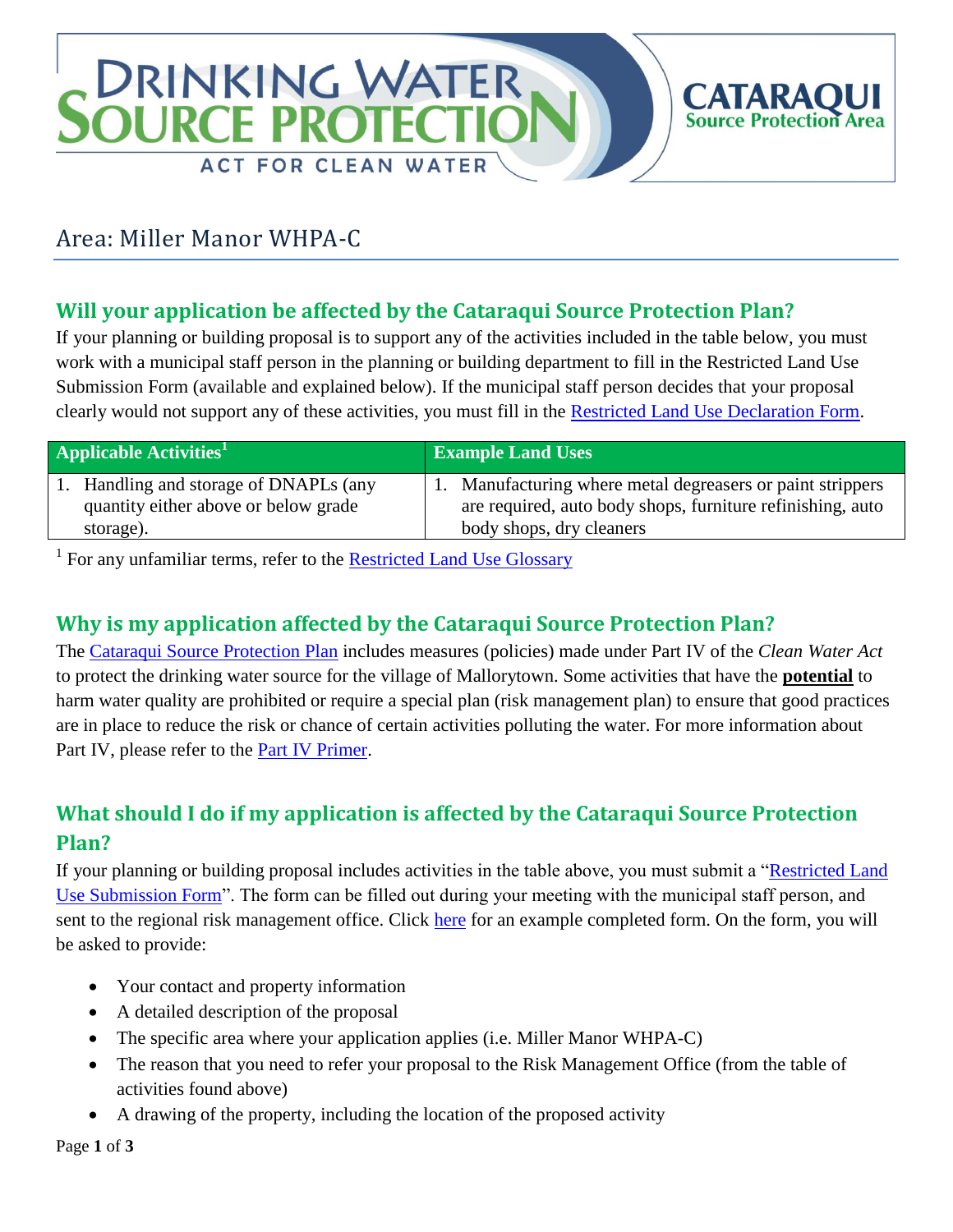# DRINKING WATER SOURCE PROTECTION

ACT FOR CLEAN WATER

CATARAQUI Source Protection Area

## Area: Miller Manor WHPA-C

### Will your application be affected by the Cataraqui Source Protection Plan?

If your planning or building proposal is to support any of the activities included in the table below, you must work with a municipal staff person in the planning or building department to fill in the Restricted Land Use Submission Form (available and explained below). If the municipal staff person decides that your proposal clearly would not support any of these activities, you must fill in the [Restricted Land Use Declaration Form](#).

| Applicable Activities[1] | Example Land Uses |
| --- | --- |
| 1. Handling and storage of DNAPLs (any quantity either above or below grade storage). | 1. Manufacturing where metal degreasers or paint strippers are required, auto body shops, furniture refinishing, auto body shops, dry cleaners |

[1] For any unfamiliar terms, refer to the [Restricted Land Use Glossary](#)

### Why is my application affected by the Cataraqui Source Protection Plan?

The [Cataraqui Source Protection Plan](#) includes measures (policies) made under Part IV of the *Clean Water Act* to protect the drinking water source for the village of Mallorytown. Some activities that have the **potential** to harm water quality are prohibited or require a special plan (risk management plan) to ensure that good practices are in place to reduce the risk or chance of certain activities polluting the water. For more information about Part IV, please refer to the [Part IV Primer](#).

### What should I do if my application is affected by the Cataraqui Source Protection Plan?

If your planning or building proposal includes activities in the table above, you must submit a "[Restricted Land Use Submission Form](#)". The form can be filled out during your meeting with the municipal staff person, and sent to the regional risk management office. Click [here](#) for an example completed form. On the form, you will be asked to provide:

- Your contact and property information
- A detailed description of the proposal
- The specific area where your application applies (i.e. Miller Manor WHPA-C)
- The reason that you need to refer your proposal to the Risk Management Office (from the table of activities found above)
- A drawing of the property, including the location of the proposed activity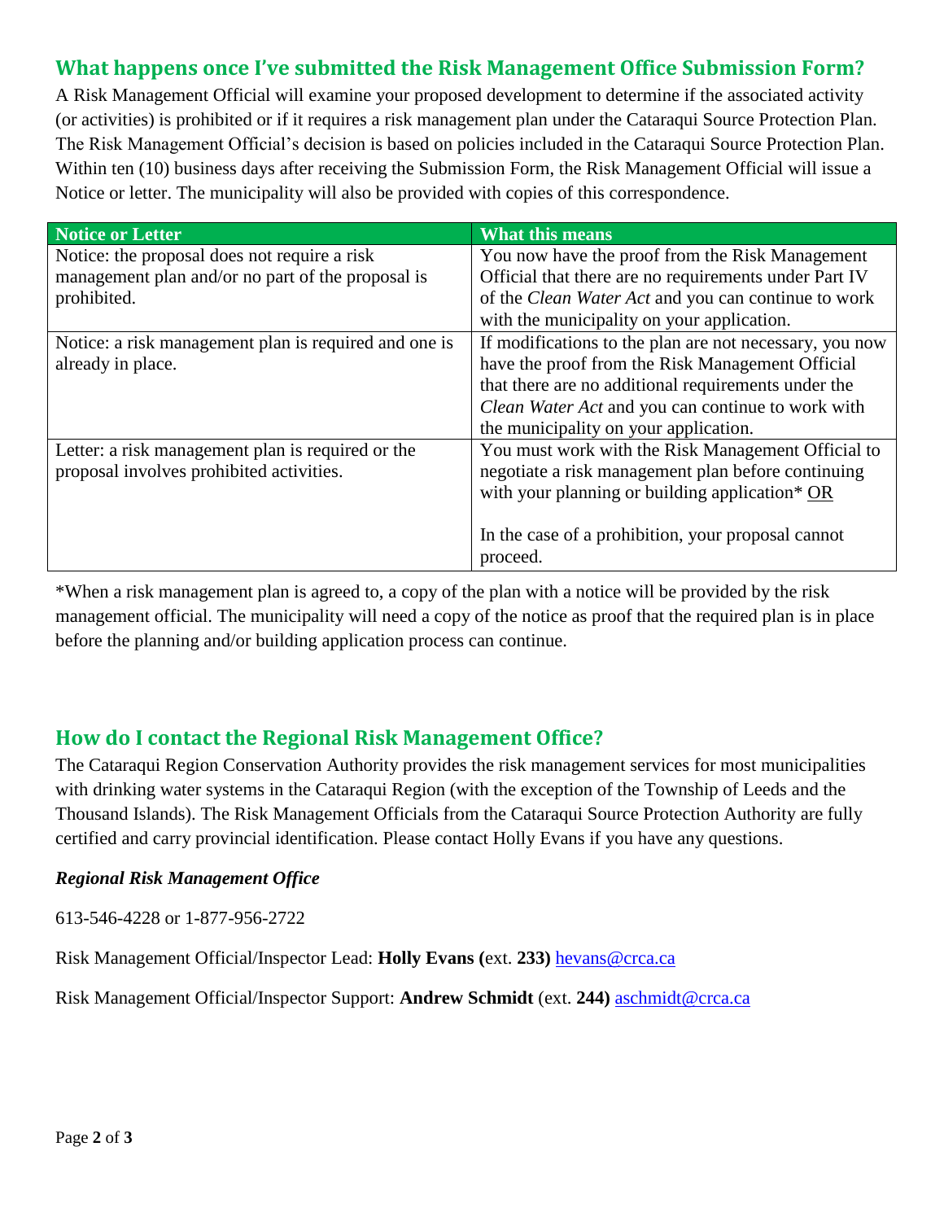## What happens once I've submitted the Risk Management Office Submission Form?

A Risk Management Official will examine your proposed development to determine if the associated activity (or activities) is prohibited or if it requires a risk management plan under the Cataraqui Source Protection Plan. The Risk Management Official's decision is based on policies included in the Cataraqui Source Protection Plan. Within ten (10) business days after receiving the Submission Form, the Risk Management Official will issue a Notice or letter. The municipality will also be provided with copies of this correspondence.

| Notice or Letter | What this means |
| --- | --- |
| Notice: the proposal does not require a risk management plan and/or no part of the proposal is prohibited. | You now have the proof from the Risk Management Official that there are no requirements under Part IV of the *Clean Water Act* and you can continue to work with the municipality on your application. |
| Notice: a risk management plan is required and one is already in place. | If modifications to the plan are not necessary, you now have the proof from the Risk Management Official that there are no additional requirements under the *Clean Water Act* and you can continue to work with the municipality on your application. |
| Letter: a risk management plan is required or the proposal involves prohibited activities. | You must work with the Risk Management Official to negotiate a risk management plan before continuing with your planning or building application* <u>OR</u><br><br>In the case of a prohibition, your proposal cannot proceed. |

*When a risk management plan is agreed to, a copy of the plan with a notice will be provided by the risk management official. The municipality will need a copy of the notice as proof that the required plan is in place before the planning and/or building application process can continue.

## How do I contact the Regional Risk Management Office?

The Cataraqui Region Conservation Authority provides the risk management services for most municipalities with drinking water systems in the Cataraqui Region (with the exception of the Township of Leeds and the Thousand Islands). The Risk Management Officials from the Cataraqui Source Protection Authority are fully certified and carry provincial identification. Please contact Holly Evans if you have any questions.

***Regional Risk Management Office***

613-546-4228 or 1-877-956-2722

Risk Management Official/Inspector Lead: **Holly Evans (**ext. **233)** hevans@crca.ca

Risk Management Official/Inspector Support: **Andrew Schmidt** (ext. **244)** aschmidt@crca.ca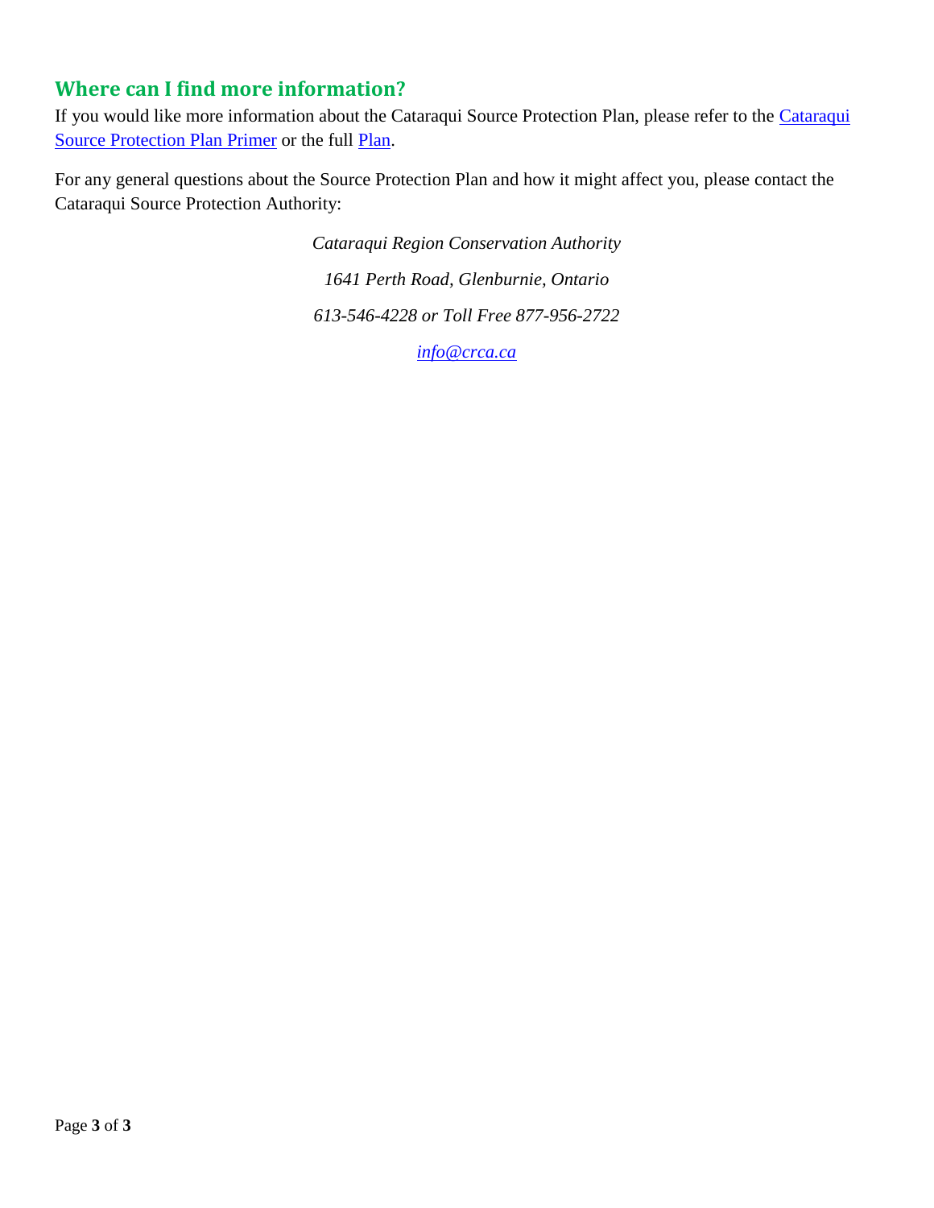## Where can I find more information?

If you would like more information about the Cataraqui Source Protection Plan, please refer to the Cataraqui Source Protection Plan Primer or the full Plan.

For any general questions about the Source Protection Plan and how it might affect you, please contact the Cataraqui Source Protection Authority:

*Cataraqui Region Conservation Authority*

*1641 Perth Road, Glenburnie, Ontario*

*613-546-4228 or Toll Free 877-956-2722*

*info@crca.ca*